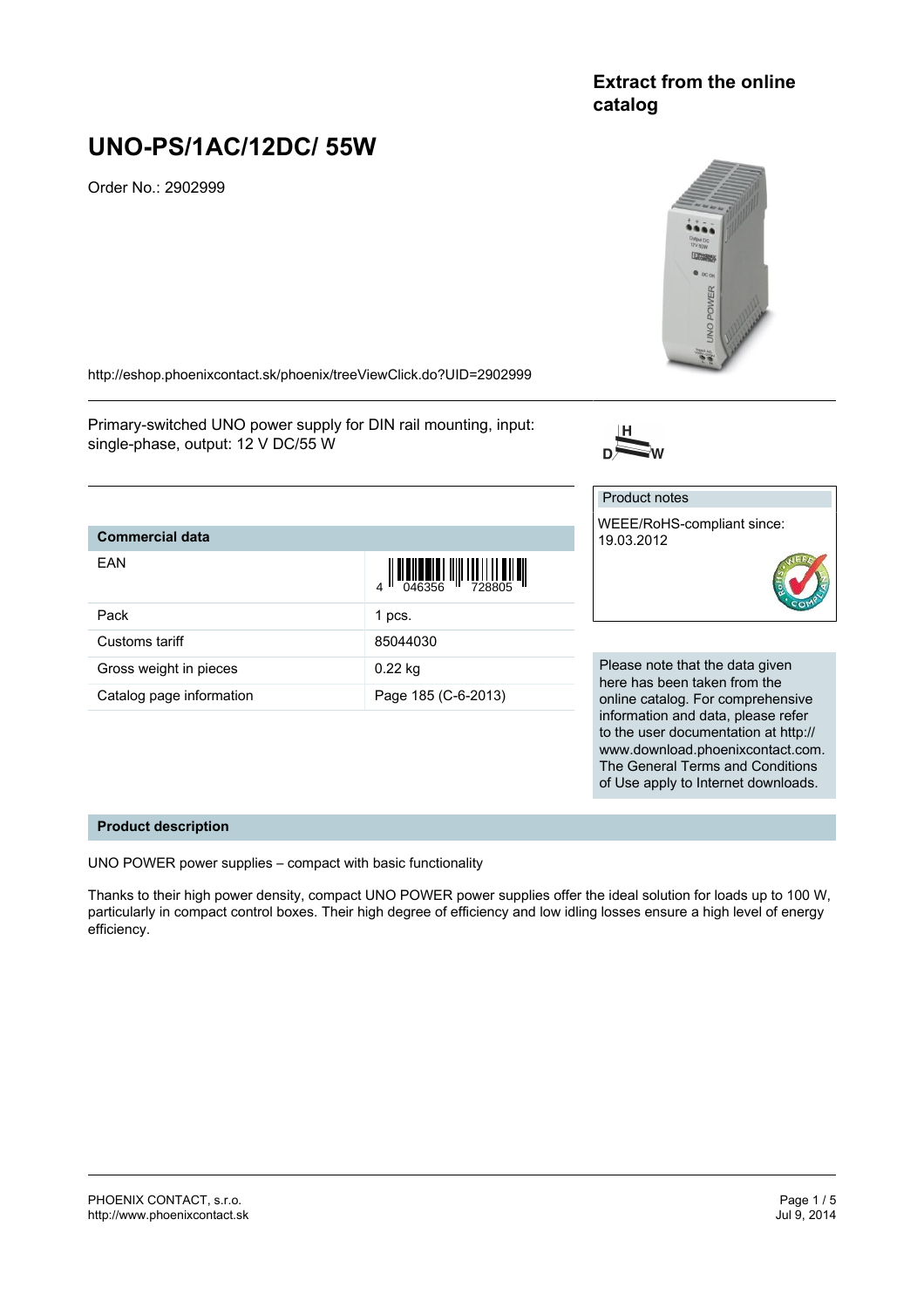Extract from the online catalog

# UNO-PS/1AC/12DC/ 55W

Order No.: 2902999

http://eshop.phoenixcontact.sk/phoenix/treeViewClick.do?UID=2902999

Primary-switched UNO power supply for DIN rail mounting, input: single-phase, output: 12 V DC/55 W

| Commercial data | |
|---|---|
| EAN | 4 046356 728805 |
| Pack | 1 pcs. |
| Customs tariff | 85044030 |
| Gross weight in pieces | 0.22 kg |
| Catalog page information | Page 185 (C-6-2013) |

Product notes

WEEE/RoHS-compliant since: 19.03.2012

Please note that the data given here has been taken from the online catalog. For comprehensive information and data, please refer to the user documentation at http://www.download.phoenixcontact.com. The General Terms and Conditions of Use apply to Internet downloads.

## Product description

UNO POWER power supplies – compact with basic functionality

Thanks to their high power density, compact UNO POWER power supplies offer the ideal solution for loads up to 100 W, particularly in compact control boxes. Their high degree of efficiency and low idling losses ensure a high level of energy efficiency.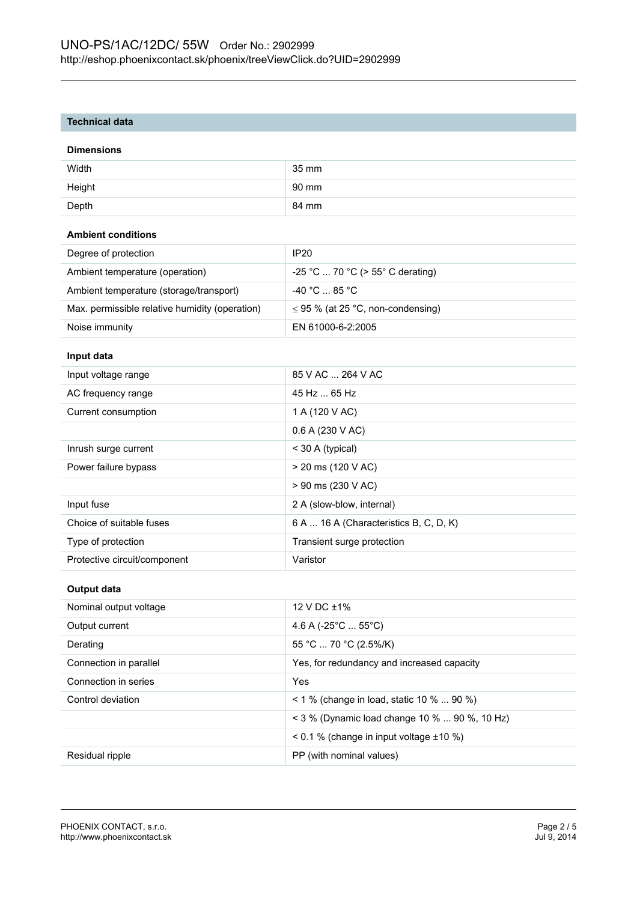## Technical data

### Dimensions

| | |
|---|---|
| Width | 35 mm |
| Height | 90 mm |
| Depth | 84 mm |

### Ambient conditions

| | |
|---|---|
| Degree of protection | IP20 |
| Ambient temperature (operation) | -25 °C ... 70 °C (> 55° C derating) |
| Ambient temperature (storage/transport) | -40 °C ... 85 °C |
| Max. permissible relative humidity (operation) | ≤ 95 % (at 25 °C, non-condensing) |
| Noise immunity | EN 61000-6-2:2005 |

### Input data

| | |
|---|---|
| Input voltage range | 85 V AC ... 264 V AC |
| AC frequency range | 45 Hz ... 65 Hz |
| Current consumption | 1 A (120 V AC) |
| | 0.6 A (230 V AC) |
| Inrush surge current | < 30 A (typical) |
| Power failure bypass | > 20 ms (120 V AC) |
| | > 90 ms (230 V AC) |
| Input fuse | 2 A (slow-blow, internal) |
| Choice of suitable fuses | 6 A ... 16 A (Characteristics B, C, D, K) |
| Type of protection | Transient surge protection |
| Protective circuit/component | Varistor |

### Output data

| | |
|---|---|
| Nominal output voltage | 12 V DC ±1% |
| Output current | 4.6 A (-25°C ... 55°C) |
| Derating | 55 °C ... 70 °C (2.5%/K) |
| Connection in parallel | Yes, for redundancy and increased capacity |
| Connection in series | Yes |
| Control deviation | < 1 % (change in load, static 10 % ... 90 %) |
| | < 3 % (Dynamic load change 10 % ... 90 %, 10 Hz) |
| | < 0.1 % (change in input voltage ±10 %) |
| Residual ripple | PP (with nominal values) |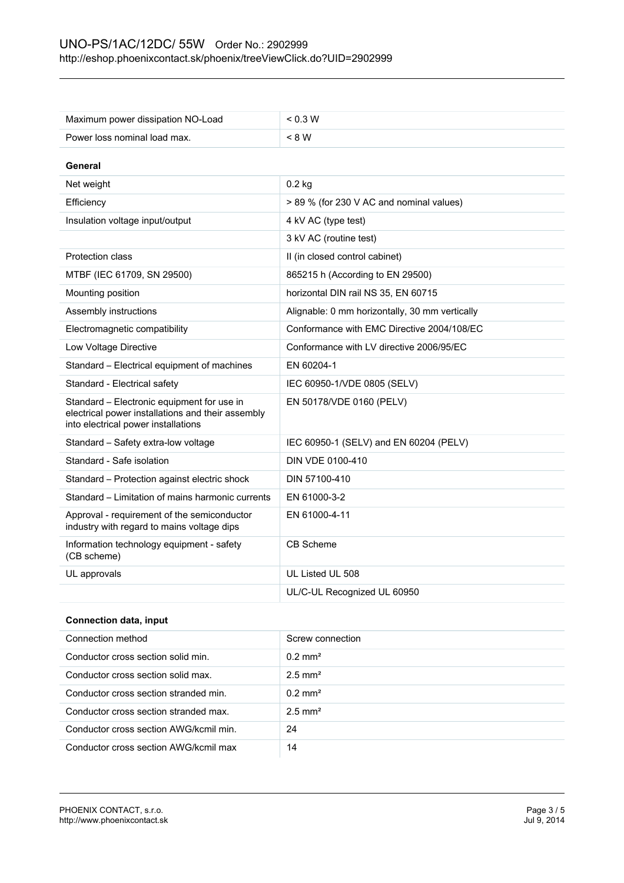| | |
|---|---|
| Maximum power dissipation NO-Load | < 0.3 W |
| Power loss nominal load max. | < 8 W |

**General**

| | |
|---|---|
| Net weight | 0.2 kg |
| Efficiency | > 89 % (for 230 V AC and nominal values) |
| Insulation voltage input/output | 4 kV AC (type test) |
| | 3 kV AC (routine test) |
| Protection class | II (in closed control cabinet) |
| MTBF (IEC 61709, SN 29500) | 865215 h (According to EN 29500) |
| Mounting position | horizontal DIN rail NS 35, EN 60715 |
| Assembly instructions | Alignable: 0 mm horizontally, 30 mm vertically |
| Electromagnetic compatibility | Conformance with EMC Directive 2004/108/EC |
| Low Voltage Directive | Conformance with LV directive 2006/95/EC |
| Standard – Electrical equipment of machines | EN 60204-1 |
| Standard - Electrical safety | IEC 60950-1/VDE 0805 (SELV) |
| Standard – Electronic equipment for use in electrical power installations and their assembly into electrical power installations | EN 50178/VDE 0160 (PELV) |
| Standard – Safety extra-low voltage | IEC 60950-1 (SELV) and EN 60204 (PELV) |
| Standard - Safe isolation | DIN VDE 0100-410 |
| Standard – Protection against electric shock | DIN 57100-410 |
| Standard – Limitation of mains harmonic currents | EN 61000-3-2 |
| Approval - requirement of the semiconductor industry with regard to mains voltage dips | EN 61000-4-11 |
| Information technology equipment - safety (CB scheme) | CB Scheme |
| UL approvals | UL Listed UL 508 |
| | UL/C-UL Recognized UL 60950 |

**Connection data, input**

| | |
|---|---|
| Connection method | Screw connection |
| Conductor cross section solid min. | 0.2 mm² |
| Conductor cross section solid max. | 2.5 mm² |
| Conductor cross section stranded min. | 0.2 mm² |
| Conductor cross section stranded max. | 2.5 mm² |
| Conductor cross section AWG/kcmil min. | 24 |
| Conductor cross section AWG/kcmil max | 14 |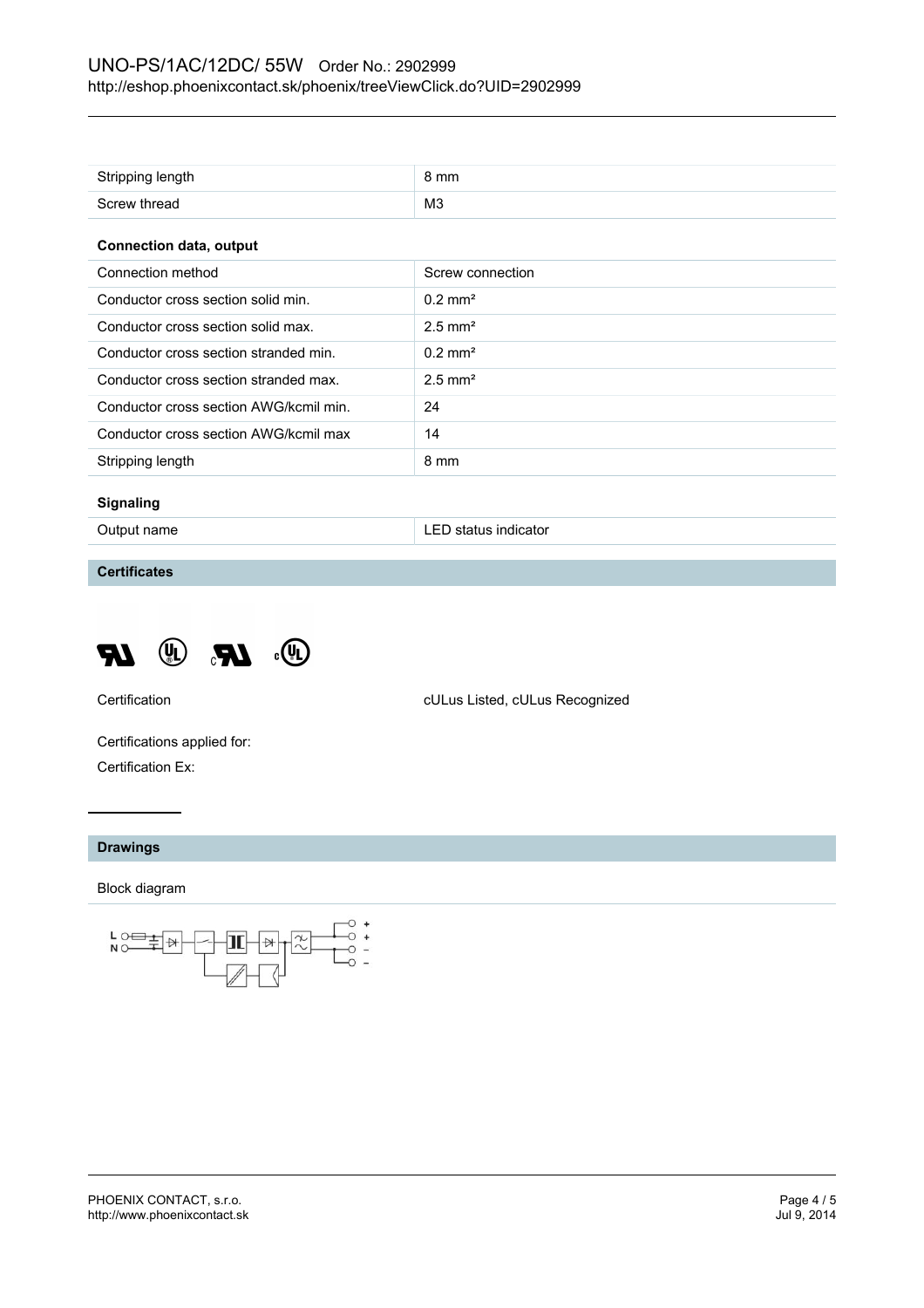| | |
|---|---|
| Stripping length | 8 mm |
| Screw thread | M3 |

**Connection data, output**

| | |
|---|---|
| Connection method | Screw connection |
| Conductor cross section solid min. | 0.2 mm² |
| Conductor cross section solid max. | 2.5 mm² |
| Conductor cross section stranded min. | 0.2 mm² |
| Conductor cross section stranded max. | 2.5 mm² |
| Conductor cross section AWG/kcmil min. | 24 |
| Conductor cross section AWG/kcmil max | 14 |
| Stripping length | 8 mm |

**Signaling**

| | |
|---|---|
| Output name | LED status indicator |

## Certificates

Certification: cULus Listed, cULus Recognized

Certifications applied for:

Certification Ex:

## Drawings

Block diagram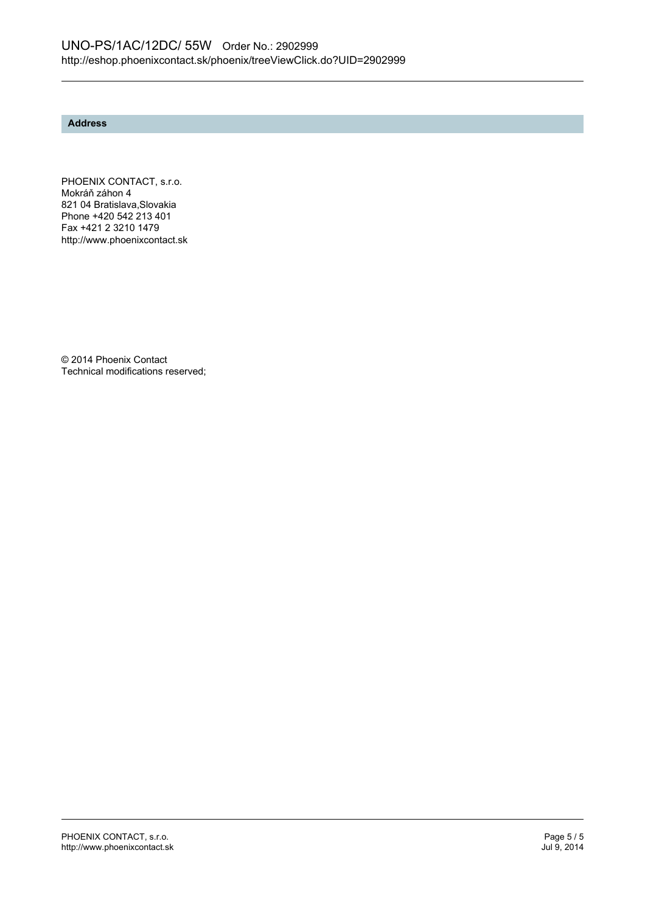## Address

PHOENIX CONTACT, s.r.o.
Mokráň záhon 4
821 04 Bratislava,Slovakia
Phone +420 542 213 401
Fax +421 2 3210 1479
http://www.phoenixcontact.sk

© 2014 Phoenix Contact
Technical modifications reserved;